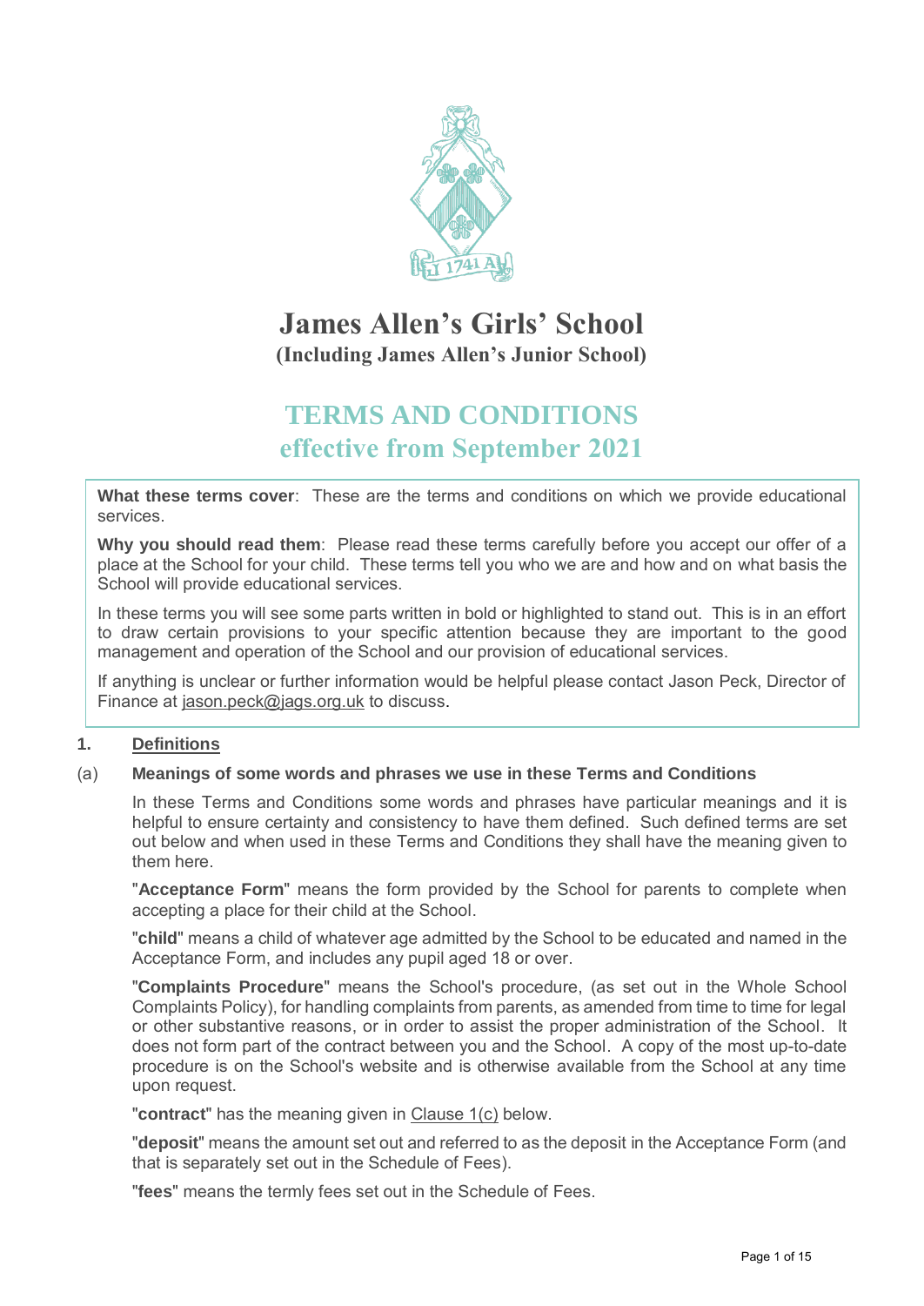# James Allen's Girls' School

**(Including James Allen's Junior School)**

## TERMS AND CONDITIONS
## effective from September 2021

**What these terms cover**: These are the terms and conditions on which we provide educational services.

**Why you should read them**: Please read these terms carefully before you accept our offer of a place at the School for your child. These terms tell you who we are and how and on what basis the School will provide educational services.

In these terms you will see some parts written in bold or highlighted to stand out. This is in an effort to draw certain provisions to your specific attention because they are important to the good management and operation of the School and our provision of educational services.

If anything is unclear or further information would be helpful please contact Jason Peck, Director of Finance at jason.peck@jags.org.uk to discuss.

### 1. Definitions

(a) **Meanings of some words and phrases we use in these Terms and Conditions**

In these Terms and Conditions some words and phrases have particular meanings and it is helpful to ensure certainty and consistency to have them defined. Such defined terms are set out below and when used in these Terms and Conditions they shall have the meaning given to them here.

"**Acceptance Form**" means the form provided by the School for parents to complete when accepting a place for their child at the School.

"**child**" means a child of whatever age admitted by the School to be educated and named in the Acceptance Form, and includes any pupil aged 18 or over.

"**Complaints Procedure**" means the School's procedure, (as set out in the Whole School Complaints Policy), for handling complaints from parents, as amended from time to time for legal or other substantive reasons, or in order to assist the proper administration of the School. It does not form part of the contract between you and the School. A copy of the most up-to-date procedure is on the School's website and is otherwise available from the School at any time upon request.

"**contract**" has the meaning given in Clause 1(c) below.

"**deposit**" means the amount set out and referred to as the deposit in the Acceptance Form (and that is separately set out in the Schedule of Fees).

"**fees**" means the termly fees set out in the Schedule of Fees.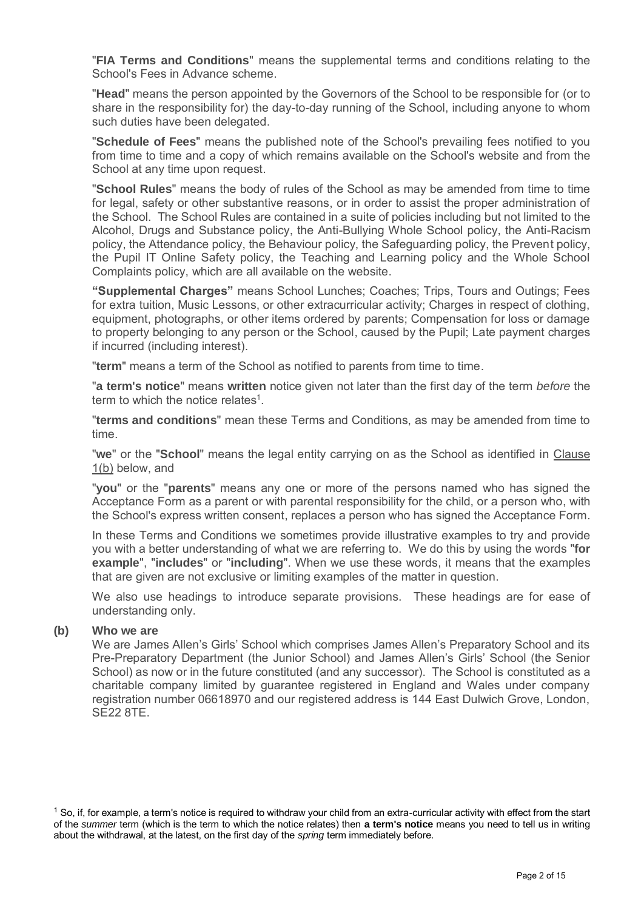"**FIA Terms and Conditions**" means the supplemental terms and conditions relating to the School's Fees in Advance scheme.

"**Head**" means the person appointed by the Governors of the School to be responsible for (or to share in the responsibility for) the day-to-day running of the School, including anyone to whom such duties have been delegated.

"**Schedule of Fees**" means the published note of the School's prevailing fees notified to you from time to time and a copy of which remains available on the School's website and from the School at any time upon request.

"**School Rules**" means the body of rules of the School as may be amended from time to time for legal, safety or other substantive reasons, or in order to assist the proper administration of the School. The School Rules are contained in a suite of policies including but not limited to the Alcohol, Drugs and Substance policy, the Anti-Bullying Whole School policy, the Anti-Racism policy, the Attendance policy, the Behaviour policy, the Safeguarding policy, the Prevent policy, the Pupil IT Online Safety policy, the Teaching and Learning policy and the Whole School Complaints policy, which are all available on the website.

**"Supplemental Charges"** means School Lunches; Coaches; Trips, Tours and Outings; Fees for extra tuition, Music Lessons, or other extracurricular activity; Charges in respect of clothing, equipment, photographs, or other items ordered by parents; Compensation for loss or damage to property belonging to any person or the School, caused by the Pupil; Late payment charges if incurred (including interest).

"**term**" means a term of the School as notified to parents from time to time.

"**a term's notice**" means **written** notice given not later than the first day of the term *before* the term to which the notice relates[1].

"**terms and conditions**" mean these Terms and Conditions, as may be amended from time to time.

"**we**" or the "**School**" means the legal entity carrying on as the School as identified in Clause 1(b) below, and

"**you**" or the "**parents**" means any one or more of the persons named who has signed the Acceptance Form as a parent or with parental responsibility for the child, or a person who, with the School's express written consent, replaces a person who has signed the Acceptance Form.

In these Terms and Conditions we sometimes provide illustrative examples to try and provide you with a better understanding of what we are referring to. We do this by using the words "**for example**", "**includes**" or "**including**". When we use these words, it means that the examples that are given are not exclusive or limiting examples of the matter in question.

We also use headings to introduce separate provisions. These headings are for ease of understanding only.

**(b) Who we are**

We are James Allen's Girls' School which comprises James Allen's Preparatory School and its Pre-Preparatory Department (the Junior School) and James Allen's Girls' School (the Senior School) as now or in the future constituted (and any successor). The School is constituted as a charitable company limited by guarantee registered in England and Wales under company registration number 06618970 and our registered address is 144 East Dulwich Grove, London, SE22 8TE.

[1] So, if, for example, a term's notice is required to withdraw your child from an extra-curricular activity with effect from the start of the *summer* term (which is the term to which the notice relates) then **a term's notice** means you need to tell us in writing about the withdrawal, at the latest, on the first day of the *spring* term immediately before.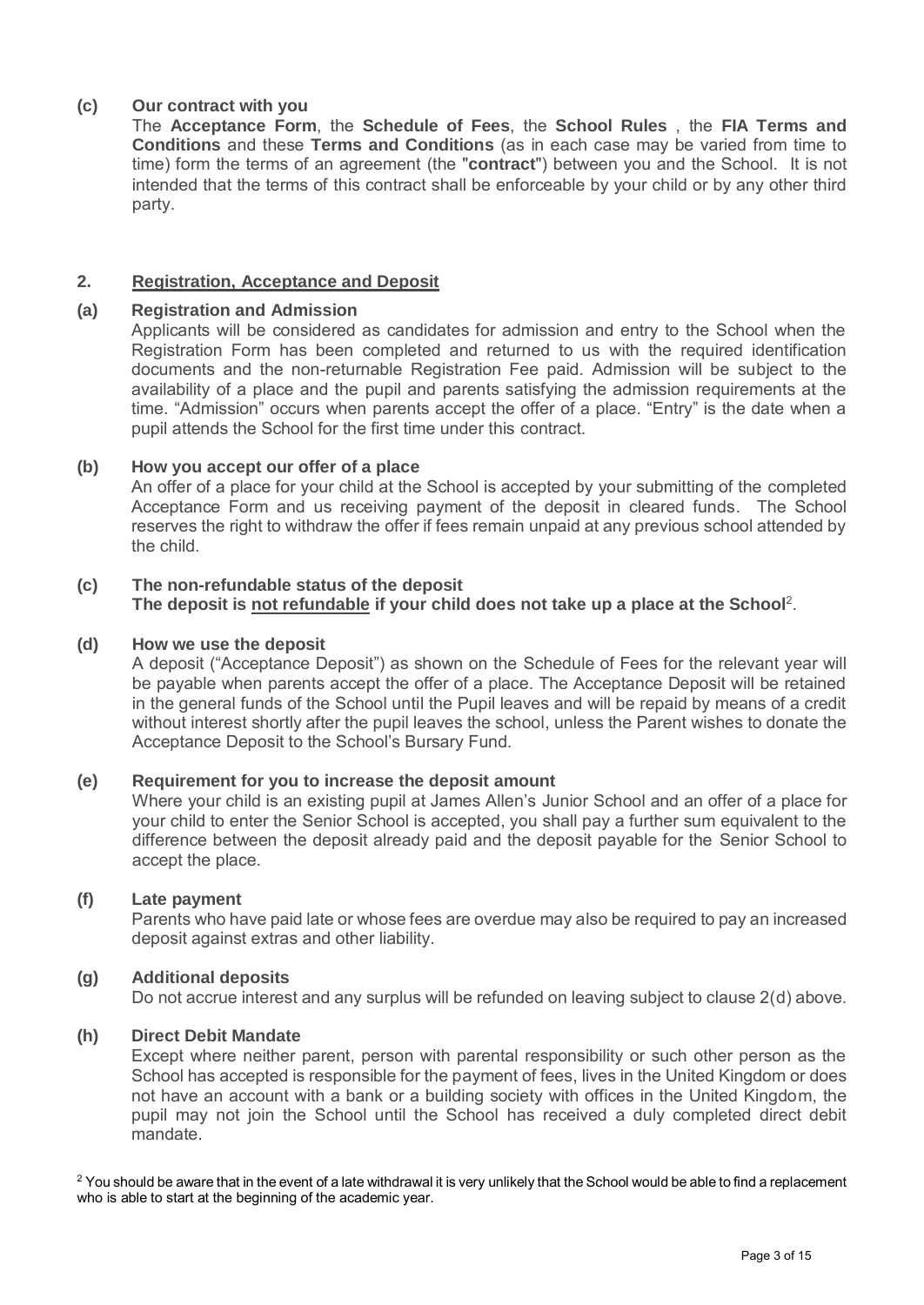**(c) Our contract with you**

The **Acceptance Form**, the **Schedule of Fees**, the **School Rules** , the **FIA Terms and Conditions** and these **Terms and Conditions** (as in each case may be varied from time to time) form the terms of an agreement (the "**contract**") between you and the School. It is not intended that the terms of this contract shall be enforceable by your child or by any other third party.

## 2. Registration, Acceptance and Deposit

**(a) Registration and Admission**

Applicants will be considered as candidates for admission and entry to the School when the Registration Form has been completed and returned to us with the required identification documents and the non-returnable Registration Fee paid. Admission will be subject to the availability of a place and the pupil and parents satisfying the admission requirements at the time. "Admission" occurs when parents accept the offer of a place. "Entry" is the date when a pupil attends the School for the first time under this contract.

**(b) How you accept our offer of a place**

An offer of a place for your child at the School is accepted by your submitting of the completed Acceptance Form and us receiving payment of the deposit in cleared funds. The School reserves the right to withdraw the offer if fees remain unpaid at any previous school attended by the child.

**(c) The non-refundable status of the deposit**

**The deposit is <u>not refundable</u> if your child does not take up a place at the School**[2].

**(d) How we use the deposit**

A deposit ("Acceptance Deposit") as shown on the Schedule of Fees for the relevant year will be payable when parents accept the offer of a place. The Acceptance Deposit will be retained in the general funds of the School until the Pupil leaves and will be repaid by means of a credit without interest shortly after the pupil leaves the school, unless the Parent wishes to donate the Acceptance Deposit to the School's Bursary Fund.

**(e) Requirement for you to increase the deposit amount**

Where your child is an existing pupil at James Allen's Junior School and an offer of a place for your child to enter the Senior School is accepted, you shall pay a further sum equivalent to the difference between the deposit already paid and the deposit payable for the Senior School to accept the place.

**(f) Late payment**

Parents who have paid late or whose fees are overdue may also be required to pay an increased deposit against extras and other liability.

**(g) Additional deposits**

Do not accrue interest and any surplus will be refunded on leaving subject to clause 2(d) above.

**(h) Direct Debit Mandate**

Except where neither parent, person with parental responsibility or such other person as the School has accepted is responsible for the payment of fees, lives in the United Kingdom or does not have an account with a bank or a building society with offices in the United Kingdom, the pupil may not join the School until the School has received a duly completed direct debit mandate.

[2] You should be aware that in the event of a late withdrawal it is very unlikely that the School would be able to find a replacement who is able to start at the beginning of the academic year.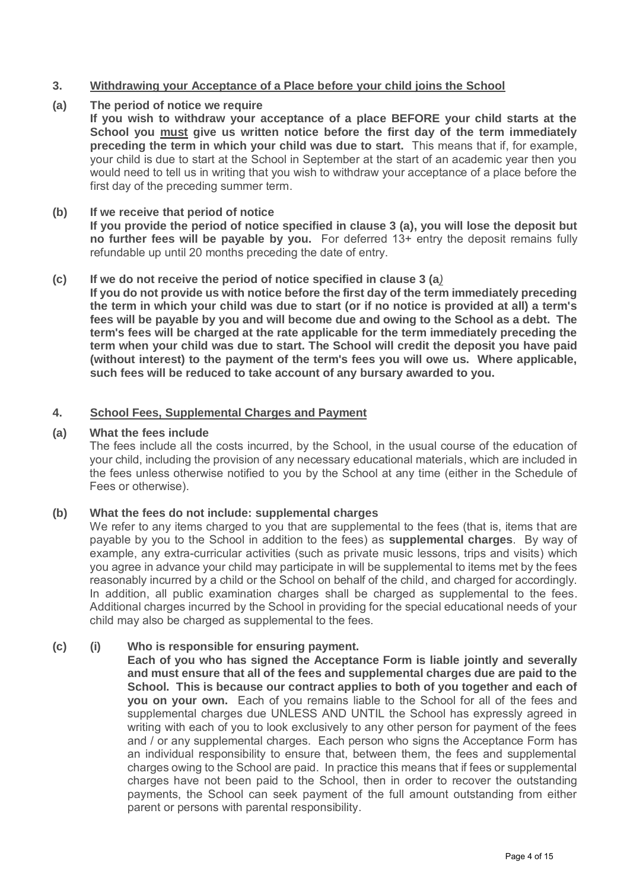## 3. Withdrawing your Acceptance of a Place before your child joins the School

**(a) The period of notice we require**

**If you wish to withdraw your acceptance of a place BEFORE your child starts at the School you must give us written notice before the first day of the term immediately preceding the term in which your child was due to start.** This means that if, for example, your child is due to start at the School in September at the start of an academic year then you would need to tell us in writing that you wish to withdraw your acceptance of a place before the first day of the preceding summer term.

**(b) If we receive that period of notice**

**If you provide the period of notice specified in clause 3 (a), you will lose the deposit but no further fees will be payable by you.** For deferred 13+ entry the deposit remains fully refundable up until 20 months preceding the date of entry.

**(c) If we do not receive the period of notice specified in clause 3 (a)**

**If you do not provide us with notice before the first day of the term immediately preceding the term in which your child was due to start (or if no notice is provided at all) a term's fees will be payable by you and will become due and owing to the School as a debt. The term's fees will be charged at the rate applicable for the term immediately preceding the term when your child was due to start. The School will credit the deposit you have paid (without interest) to the payment of the term's fees you will owe us. Where applicable, such fees will be reduced to take account of any bursary awarded to you.**

## 4. School Fees, Supplemental Charges and Payment

**(a) What the fees include**

The fees include all the costs incurred, by the School, in the usual course of the education of your child, including the provision of any necessary educational materials, which are included in the fees unless otherwise notified to you by the School at any time (either in the Schedule of Fees or otherwise).

**(b) What the fees do not include: supplemental charges**

We refer to any items charged to you that are supplemental to the fees (that is, items that are payable by you to the School in addition to the fees) as **supplemental charges**. By way of example, any extra-curricular activities (such as private music lessons, trips and visits) which you agree in advance your child may participate in will be supplemental to items met by the fees reasonably incurred by a child or the School on behalf of the child, and charged for accordingly. In addition, all public examination charges shall be charged as supplemental to the fees. Additional charges incurred by the School in providing for the special educational needs of your child may also be charged as supplemental to the fees.

**(c) (i) Who is responsible for ensuring payment.**

**Each of you who has signed the Acceptance Form is liable jointly and severally and must ensure that all of the fees and supplemental charges due are paid to the School. This is because our contract applies to both of you together and each of you on your own.** Each of you remains liable to the School for all of the fees and supplemental charges due UNLESS AND UNTIL the School has expressly agreed in writing with each of you to look exclusively to any other person for payment of the fees and / or any supplemental charges. Each person who signs the Acceptance Form has an individual responsibility to ensure that, between them, the fees and supplemental charges owing to the School are paid. In practice this means that if fees or supplemental charges have not been paid to the School, then in order to recover the outstanding payments, the School can seek payment of the full amount outstanding from either parent or persons with parental responsibility.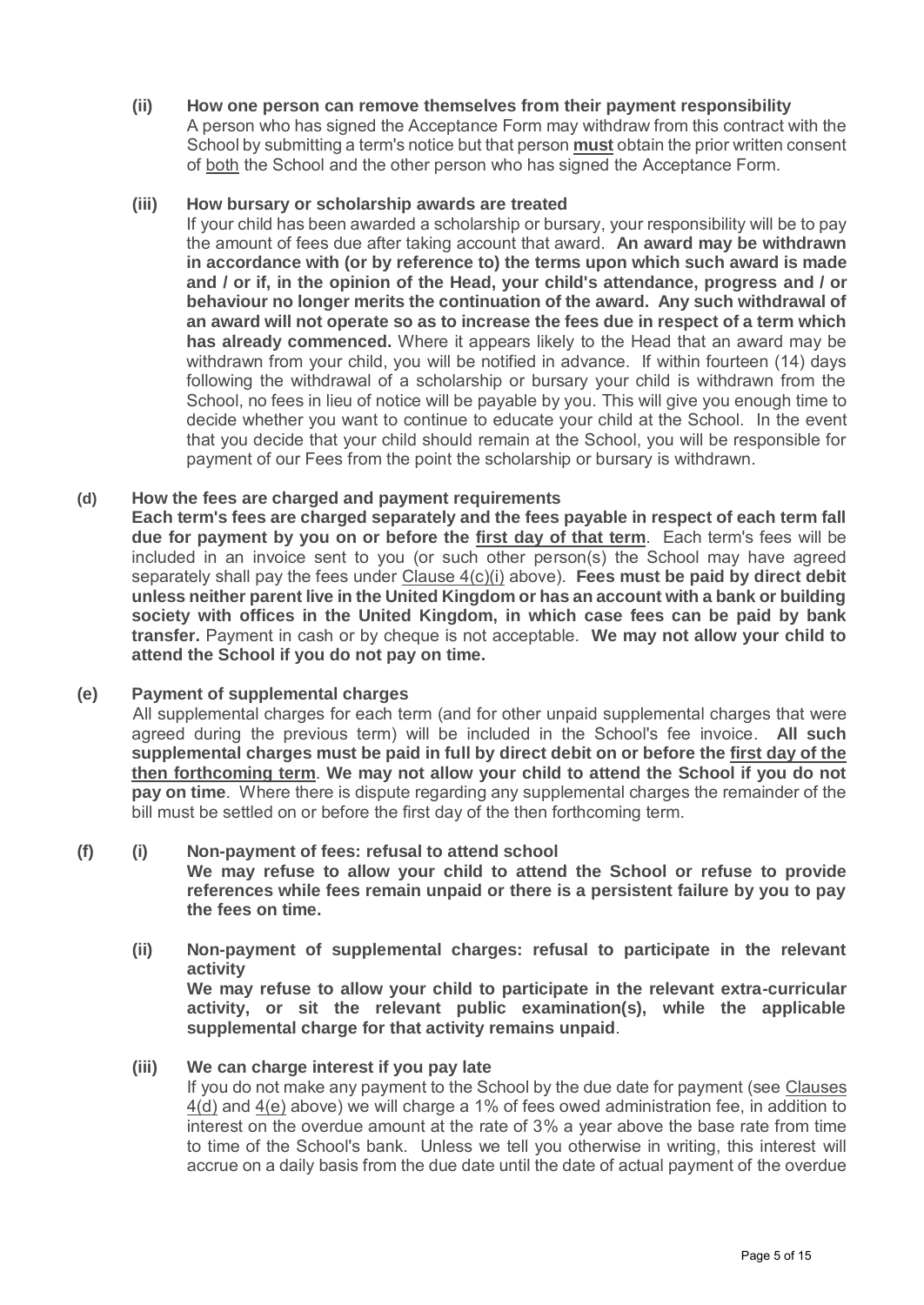**(ii) How one person can remove themselves from their payment responsibility**

A person who has signed the Acceptance Form may withdraw from this contract with the School by submitting a term's notice but that person **must** obtain the prior written consent of both the School and the other person who has signed the Acceptance Form.

**(iii) How bursary or scholarship awards are treated**

If your child has been awarded a scholarship or bursary, your responsibility will be to pay the amount of fees due after taking account that award. **An award may be withdrawn in accordance with (or by reference to) the terms upon which such award is made and / or if, in the opinion of the Head, your child's attendance, progress and / or behaviour no longer merits the continuation of the award. Any such withdrawal of an award will not operate so as to increase the fees due in respect of a term which has already commenced.** Where it appears likely to the Head that an award may be withdrawn from your child, you will be notified in advance. If within fourteen (14) days following the withdrawal of a scholarship or bursary your child is withdrawn from the School, no fees in lieu of notice will be payable by you. This will give you enough time to decide whether you want to continue to educate your child at the School. In the event that you decide that your child should remain at the School, you will be responsible for payment of our Fees from the point the scholarship or bursary is withdrawn.

**(d) How the fees are charged and payment requirements**

**Each term's fees are charged separately and the fees payable in respect of each term fall due for payment by you on or before the first day of that term**. Each term's fees will be included in an invoice sent to you (or such other person(s) the School may have agreed separately shall pay the fees under Clause 4(c)(i) above). **Fees must be paid by direct debit unless neither parent live in the United Kingdom or has an account with a bank or building society with offices in the United Kingdom, in which case fees can be paid by bank transfer.** Payment in cash or by cheque is not acceptable. **We may not allow your child to attend the School if you do not pay on time.**

**(e) Payment of supplemental charges**

All supplemental charges for each term (and for other unpaid supplemental charges that were agreed during the previous term) will be included in the School's fee invoice. **All such supplemental charges must be paid in full by direct debit on or before the first day of the then forthcoming term**. **We may not allow your child to attend the School if you do not pay on time**. Where there is dispute regarding any supplemental charges the remainder of the bill must be settled on or before the first day of the then forthcoming term.

**(f) (i) Non-payment of fees: refusal to attend school**

**We may refuse to allow your child to attend the School or refuse to provide references while fees remain unpaid or there is a persistent failure by you to pay the fees on time.**

**(ii) Non-payment of supplemental charges: refusal to participate in the relevant activity**

**We may refuse to allow your child to participate in the relevant extra-curricular activity, or sit the relevant public examination(s), while the applicable supplemental charge for that activity remains unpaid**.

**(iii) We can charge interest if you pay late**

If you do not make any payment to the School by the due date for payment (see Clauses 4(d) and 4(e) above) we will charge a 1% of fees owed administration fee, in addition to interest on the overdue amount at the rate of 3% a year above the base rate from time to time of the School's bank. Unless we tell you otherwise in writing, this interest will accrue on a daily basis from the due date until the date of actual payment of the overdue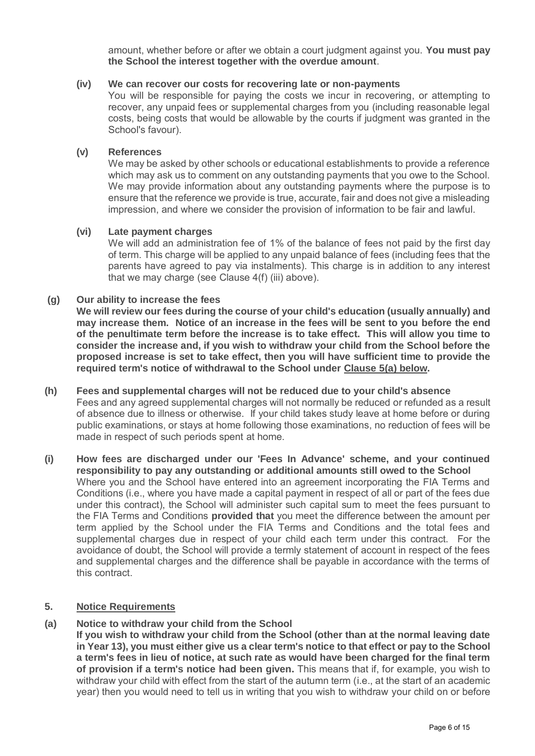amount, whether before or after we obtain a court judgment against you. **You must pay the School the interest together with the overdue amount**.

**(iv) We can recover our costs for recovering late or non-payments**

You will be responsible for paying the costs we incur in recovering, or attempting to recover, any unpaid fees or supplemental charges from you (including reasonable legal costs, being costs that would be allowable by the courts if judgment was granted in the School's favour).

**(v) References**

We may be asked by other schools or educational establishments to provide a reference which may ask us to comment on any outstanding payments that you owe to the School. We may provide information about any outstanding payments where the purpose is to ensure that the reference we provide is true, accurate, fair and does not give a misleading impression, and where we consider the provision of information to be fair and lawful.

**(vi) Late payment charges**

We will add an administration fee of 1% of the balance of fees not paid by the first day of term. This charge will be applied to any unpaid balance of fees (including fees that the parents have agreed to pay via instalments). This charge is in addition to any interest that we may charge (see Clause 4(f) (iii) above).

**(g) Our ability to increase the fees**

**We will review our fees during the course of your child's education (usually annually) and may increase them. Notice of an increase in the fees will be sent to you before the end of the penultimate term before the increase is to take effect. This will allow you time to consider the increase and, if you wish to withdraw your child from the School before the proposed increase is set to take effect, then you will have sufficient time to provide the required term's notice of withdrawal to the School under Clause 5(a) below.**

**(h) Fees and supplemental charges will not be reduced due to your child's absence**

Fees and any agreed supplemental charges will not normally be reduced or refunded as a result of absence due to illness or otherwise. If your child takes study leave at home before or during public examinations, or stays at home following those examinations, no reduction of fees will be made in respect of such periods spent at home.

**(i) How fees are discharged under our 'Fees In Advance' scheme, and your continued responsibility to pay any outstanding or additional amounts still owed to the School**

Where you and the School have entered into an agreement incorporating the FIA Terms and Conditions (i.e., where you have made a capital payment in respect of all or part of the fees due under this contract), the School will administer such capital sum to meet the fees pursuant to the FIA Terms and Conditions **provided that** you meet the difference between the amount per term applied by the School under the FIA Terms and Conditions and the total fees and supplemental charges due in respect of your child each term under this contract. For the avoidance of doubt, the School will provide a termly statement of account in respect of the fees and supplemental charges and the difference shall be payable in accordance with the terms of this contract.

## 5. Notice Requirements

**(a) Notice to withdraw your child from the School**

**If you wish to withdraw your child from the School (other than at the normal leaving date in Year 13), you must either give us a clear term's notice to that effect or pay to the School a term's fees in lieu of notice, at such rate as would have been charged for the final term of provision if a term's notice had been given.** This means that if, for example, you wish to withdraw your child with effect from the start of the autumn term (i.e., at the start of an academic year) then you would need to tell us in writing that you wish to withdraw your child on or before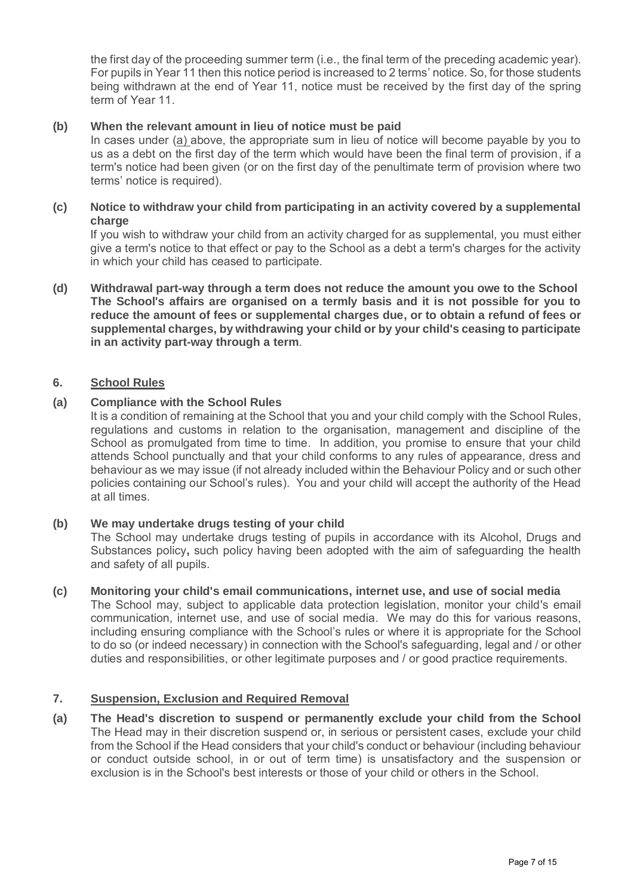the first day of the proceeding summer term (i.e., the final term of the preceding academic year). For pupils in Year 11 then this notice period is increased to 2 terms' notice. So, for those students being withdrawn at the end of Year 11, notice must be received by the first day of the spring term of Year 11.

**(b) When the relevant amount in lieu of notice must be paid**

In cases under (a) above, the appropriate sum in lieu of notice will become payable by you to us as a debt on the first day of the term which would have been the final term of provision, if a term's notice had been given (or on the first day of the penultimate term of provision where two terms' notice is required).

**(c) Notice to withdraw your child from participating in an activity covered by a supplemental charge**

If you wish to withdraw your child from an activity charged for as supplemental, you must either give a term's notice to that effect or pay to the School as a debt a term's charges for the activity in which your child has ceased to participate.

**(d) Withdrawal part-way through a term does not reduce the amount you owe to the School**

**The School's affairs are organised on a termly basis and it is not possible for you to reduce the amount of fees or supplemental charges due, or to obtain a refund of fees or supplemental charges, by withdrawing your child or by your child's ceasing to participate in an activity part-way through a term**.

## 6. School Rules

**(a) Compliance with the School Rules**

It is a condition of remaining at the School that you and your child comply with the School Rules, regulations and customs in relation to the organisation, management and discipline of the School as promulgated from time to time. In addition, you promise to ensure that your child attends School punctually and that your child conforms to any rules of appearance, dress and behaviour as we may issue (if not already included within the Behaviour Policy and or such other policies containing our School's rules). You and your child will accept the authority of the Head at all times.

**(b) We may undertake drugs testing of your child**

The School may undertake drugs testing of pupils in accordance with its Alcohol, Drugs and Substances policy**,** such policy having been adopted with the aim of safeguarding the health and safety of all pupils.

**(c) Monitoring your child's email communications, internet use, and use of social media**

The School may, subject to applicable data protection legislation, monitor your child's email communication, internet use, and use of social media. We may do this for various reasons, including ensuring compliance with the School's rules or where it is appropriate for the School to do so (or indeed necessary) in connection with the School's safeguarding, legal and / or other duties and responsibilities, or other legitimate purposes and / or good practice requirements.

## 7. Suspension, Exclusion and Required Removal

**(a) The Head's discretion to suspend or permanently exclude your child from the School**

The Head may in their discretion suspend or, in serious or persistent cases, exclude your child from the School if the Head considers that your child's conduct or behaviour (including behaviour or conduct outside school, in or out of term time) is unsatisfactory and the suspension or exclusion is in the School's best interests or those of your child or others in the School.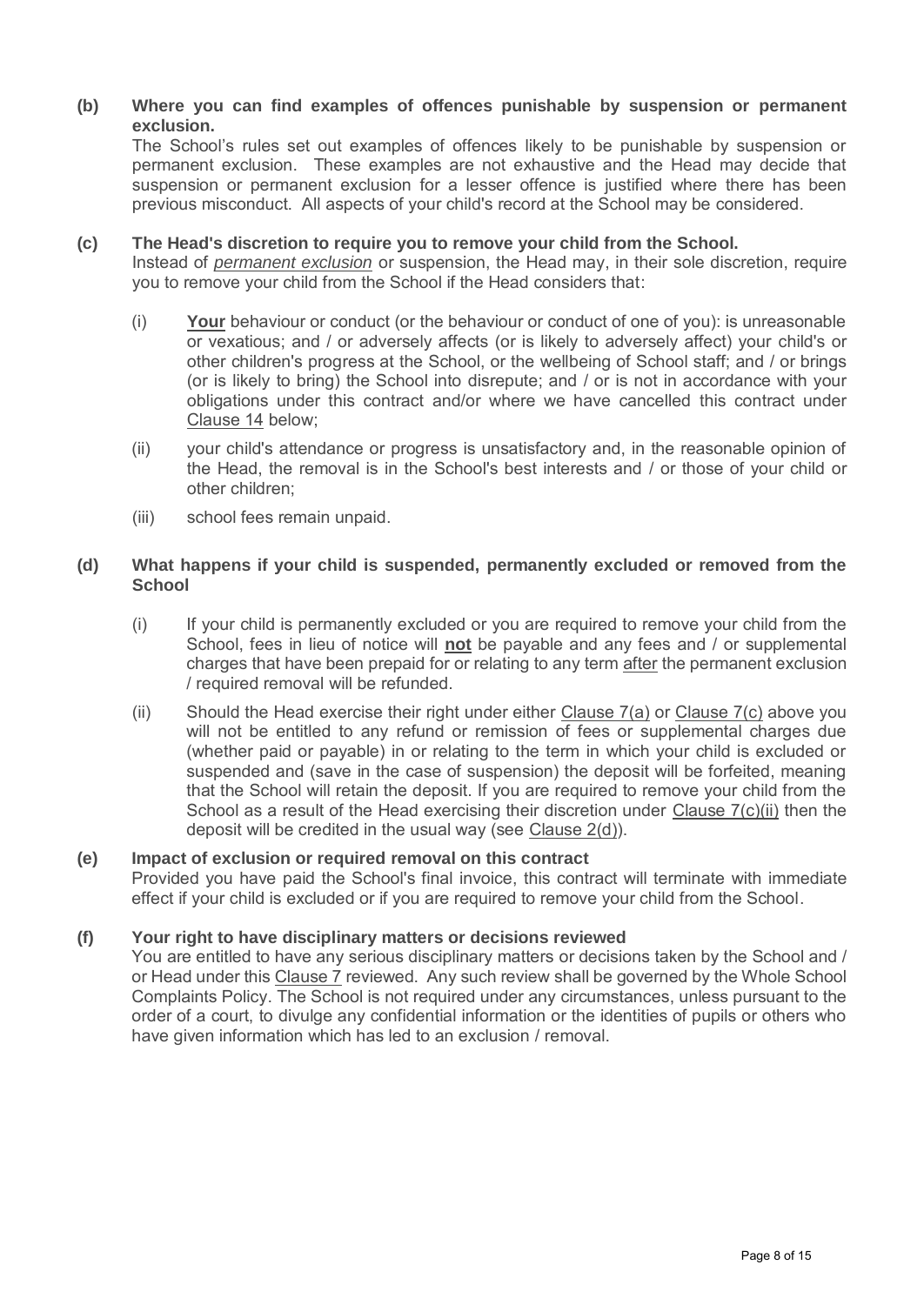**(b) Where you can find examples of offences punishable by suspension or permanent exclusion.**

The School's rules set out examples of offences likely to be punishable by suspension or permanent exclusion. These examples are not exhaustive and the Head may decide that suspension or permanent exclusion for a lesser offence is justified where there has been previous misconduct. All aspects of your child's record at the School may be considered.

**(c) The Head's discretion to require you to remove your child from the School.**

Instead of *permanent exclusion* or suspension, the Head may, in their sole discretion, require you to remove your child from the School if the Head considers that:

(i) **Your** behaviour or conduct (or the behaviour or conduct of one of you): is unreasonable or vexatious; and / or adversely affects (or is likely to adversely affect) your child's or other children's progress at the School, or the wellbeing of School staff; and / or brings (or is likely to bring) the School into disrepute; and / or is not in accordance with your obligations under this contract and/or where we have cancelled this contract under Clause 14 below;

(ii) your child's attendance or progress is unsatisfactory and, in the reasonable opinion of the Head, the removal is in the School's best interests and / or those of your child or other children;

(iii) school fees remain unpaid.

**(d) What happens if your child is suspended, permanently excluded or removed from the School**

(i) If your child is permanently excluded or you are required to remove your child from the School, fees in lieu of notice will **not** be payable and any fees and / or supplemental charges that have been prepaid for or relating to any term after the permanent exclusion / required removal will be refunded.

(ii) Should the Head exercise their right under either Clause 7(a) or Clause 7(c) above you will not be entitled to any refund or remission of fees or supplemental charges due (whether paid or payable) in or relating to the term in which your child is excluded or suspended and (save in the case of suspension) the deposit will be forfeited, meaning that the School will retain the deposit. If you are required to remove your child from the School as a result of the Head exercising their discretion under Clause 7(c)(ii) then the deposit will be credited in the usual way (see Clause 2(d)).

**(e) Impact of exclusion or required removal on this contract**

Provided you have paid the School's final invoice, this contract will terminate with immediate effect if your child is excluded or if you are required to remove your child from the School.

**(f) Your right to have disciplinary matters or decisions reviewed**

You are entitled to have any serious disciplinary matters or decisions taken by the School and / or Head under this Clause 7 reviewed. Any such review shall be governed by the Whole School Complaints Policy. The School is not required under any circumstances, unless pursuant to the order of a court, to divulge any confidential information or the identities of pupils or others who have given information which has led to an exclusion / removal.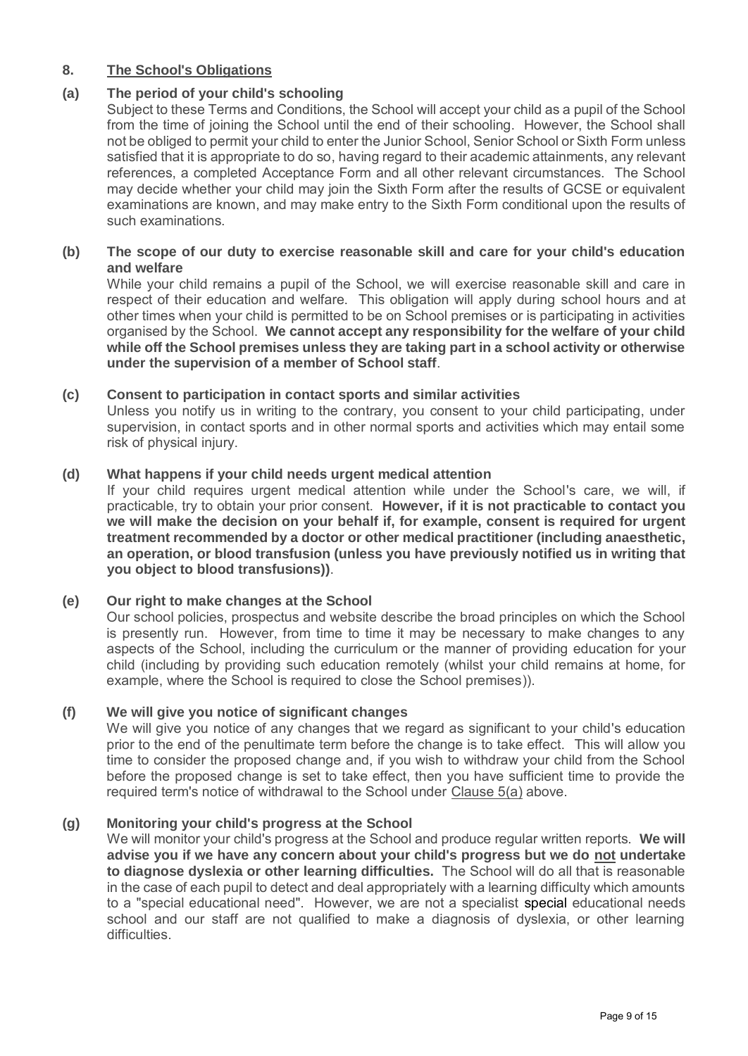## 8. The School's Obligations

### (a) The period of your child's schooling

Subject to these Terms and Conditions, the School will accept your child as a pupil of the School from the time of joining the School until the end of their schooling. However, the School shall not be obliged to permit your child to enter the Junior School, Senior School or Sixth Form unless satisfied that it is appropriate to do so, having regard to their academic attainments, any relevant references, a completed Acceptance Form and all other relevant circumstances. The School may decide whether your child may join the Sixth Form after the results of GCSE or equivalent examinations are known, and may make entry to the Sixth Form conditional upon the results of such examinations.

### (b) The scope of our duty to exercise reasonable skill and care for your child's education and welfare

While your child remains a pupil of the School, we will exercise reasonable skill and care in respect of their education and welfare. This obligation will apply during school hours and at other times when your child is permitted to be on School premises or is participating in activities organised by the School. **We cannot accept any responsibility for the welfare of your child while off the School premises unless they are taking part in a school activity or otherwise under the supervision of a member of School staff**.

### (c) Consent to participation in contact sports and similar activities

Unless you notify us in writing to the contrary, you consent to your child participating, under supervision, in contact sports and in other normal sports and activities which may entail some risk of physical injury.

### (d) What happens if your child needs urgent medical attention

If your child requires urgent medical attention while under the School's care, we will, if practicable, try to obtain your prior consent. **However, if it is not practicable to contact you we will make the decision on your behalf if, for example, consent is required for urgent treatment recommended by a doctor or other medical practitioner (including anaesthetic, an operation, or blood transfusion (unless you have previously notified us in writing that you object to blood transfusions))**.

### (e) Our right to make changes at the School

Our school policies, prospectus and website describe the broad principles on which the School is presently run. However, from time to time it may be necessary to make changes to any aspects of the School, including the curriculum or the manner of providing education for your child (including by providing such education remotely (whilst your child remains at home, for example, where the School is required to close the School premises)).

### (f) We will give you notice of significant changes

We will give you notice of any changes that we regard as significant to your child's education prior to the end of the penultimate term before the change is to take effect. This will allow you time to consider the proposed change and, if you wish to withdraw your child from the School before the proposed change is set to take effect, then you have sufficient time to provide the required term's notice of withdrawal to the School under <u>Clause 5(a)</u> above.

### (g) Monitoring your child's progress at the School

We will monitor your child's progress at the School and produce regular written reports. **We will advise you if we have any concern about your child's progress but we do <u>not</u> undertake to diagnose dyslexia or other learning difficulties.** The School will do all that is reasonable in the case of each pupil to detect and deal appropriately with a learning difficulty which amounts to a "special educational need". However, we are not a specialist special educational needs school and our staff are not qualified to make a diagnosis of dyslexia, or other learning difficulties.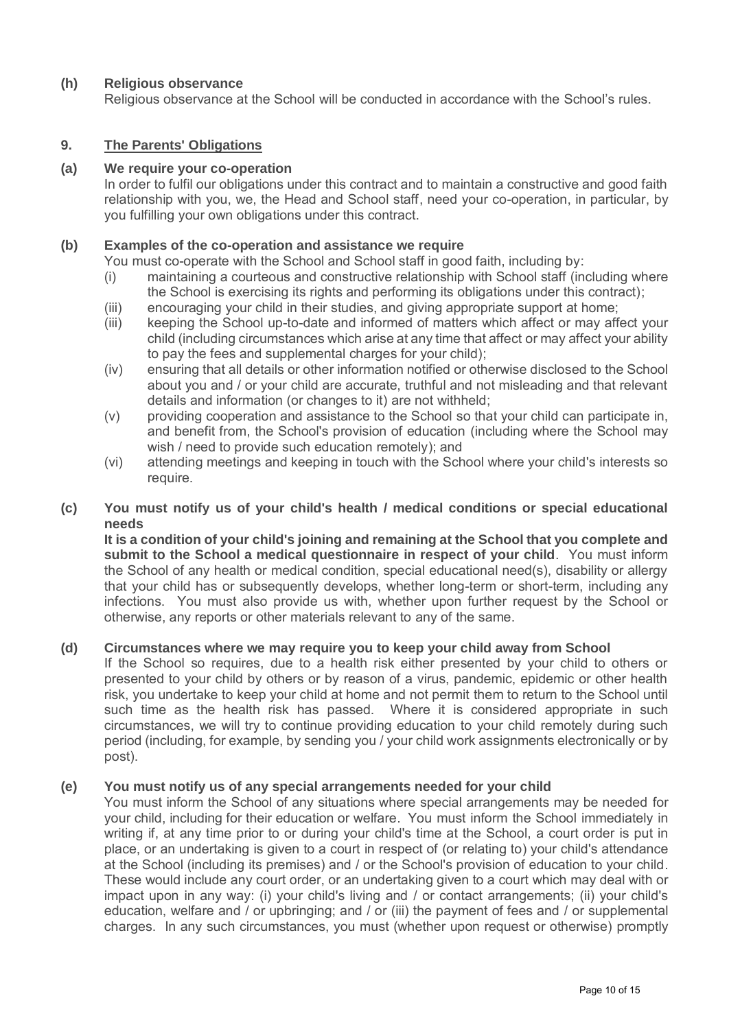**(h) Religious observance**

Religious observance at the School will be conducted in accordance with the School's rules.

## 9. The Parents' Obligations

**(a) We require your co-operation**

In order to fulfil our obligations under this contract and to maintain a constructive and good faith relationship with you, we, the Head and School staff, need your co-operation, in particular, by you fulfilling your own obligations under this contract.

**(b) Examples of the co-operation and assistance we require**

You must co-operate with the School and School staff in good faith, including by:

- (i) maintaining a courteous and constructive relationship with School staff (including where the School is exercising its rights and performing its obligations under this contract);
- (iii) encouraging your child in their studies, and giving appropriate support at home;
- (iii) keeping the School up-to-date and informed of matters which affect or may affect your child (including circumstances which arise at any time that affect or may affect your ability to pay the fees and supplemental charges for your child);
- (iv) ensuring that all details or other information notified or otherwise disclosed to the School about you and / or your child are accurate, truthful and not misleading and that relevant details and information (or changes to it) are not withheld;
- (v) providing cooperation and assistance to the School so that your child can participate in, and benefit from, the School's provision of education (including where the School may wish / need to provide such education remotely); and
- (vi) attending meetings and keeping in touch with the School where your child's interests so require.

**(c) You must notify us of your child's health / medical conditions or special educational needs**

**It is a condition of your child's joining and remaining at the School that you complete and submit to the School a medical questionnaire in respect of your child**. You must inform the School of any health or medical condition, special educational need(s), disability or allergy that your child has or subsequently develops, whether long-term or short-term, including any infections. You must also provide us with, whether upon further request by the School or otherwise, any reports or other materials relevant to any of the same.

**(d) Circumstances where we may require you to keep your child away from School**

If the School so requires, due to a health risk either presented by your child to others or presented to your child by others or by reason of a virus, pandemic, epidemic or other health risk, you undertake to keep your child at home and not permit them to return to the School until such time as the health risk has passed. Where it is considered appropriate in such circumstances, we will try to continue providing education to your child remotely during such period (including, for example, by sending you / your child work assignments electronically or by post).

**(e) You must notify us of any special arrangements needed for your child**

You must inform the School of any situations where special arrangements may be needed for your child, including for their education or welfare. You must inform the School immediately in writing if, at any time prior to or during your child's time at the School, a court order is put in place, or an undertaking is given to a court in respect of (or relating to) your child's attendance at the School (including its premises) and / or the School's provision of education to your child. These would include any court order, or an undertaking given to a court which may deal with or impact upon in any way: (i) your child's living and / or contact arrangements; (ii) your child's education, welfare and / or upbringing; and / or (iii) the payment of fees and / or supplemental charges. In any such circumstances, you must (whether upon request or otherwise) promptly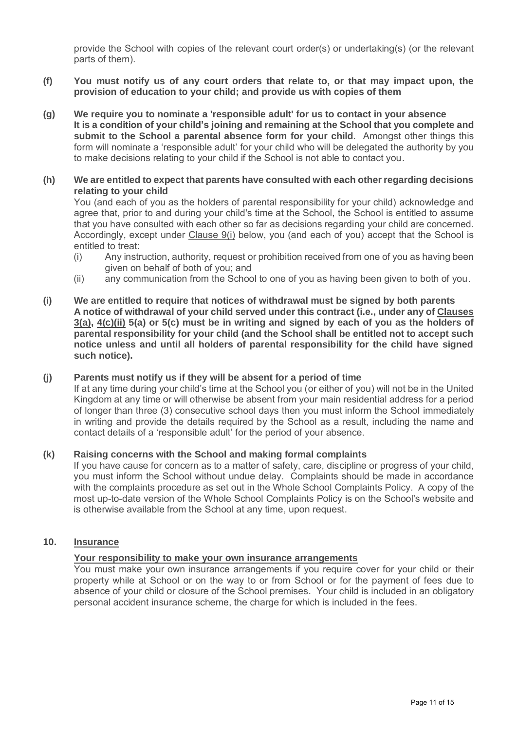provide the School with copies of the relevant court order(s) or undertaking(s) (or the relevant parts of them).

**(f) You must notify us of any court orders that relate to, or that may impact upon, the provision of education to your child; and provide us with copies of them**

**(g) We require you to nominate a 'responsible adult' for us to contact in your absence**
**It is a condition of your child's joining and remaining at the School that you complete and submit to the School a parental absence form for your child**. Amongst other things this form will nominate a 'responsible adult' for your child who will be delegated the authority by you to make decisions relating to your child if the School is not able to contact you.

**(h) We are entitled to expect that parents have consulted with each other regarding decisions relating to your child**
You (and each of you as the holders of parental responsibility for your child) acknowledge and agree that, prior to and during your child's time at the School, the School is entitled to assume that you have consulted with each other so far as decisions regarding your child are concerned. Accordingly, except under <u>Clause 9(i)</u> below, you (and each of you) accept that the School is entitled to treat:

(i) Any instruction, authority, request or prohibition received from one of you as having been given on behalf of both of you; and

(ii) any communication from the School to one of you as having been given to both of you.

**(i) We are entitled to require that notices of withdrawal must be signed by both parents**
**A notice of withdrawal of your child served under this contract (i.e., under any of <u>Clauses 3(a)</u>, <u>4(c)(ii)</u> 5(a) or 5(c) must be in writing and signed by each of you as the holders of parental responsibility for your child (and the School shall be entitled not to accept such notice unless and until all holders of parental responsibility for the child have signed such notice).**

**(j) Parents must notify us if they will be absent for a period of time**
If at any time during your child's time at the School you (or either of you) will not be in the United Kingdom at any time or will otherwise be absent from your main residential address for a period of longer than three (3) consecutive school days then you must inform the School immediately in writing and provide the details required by the School as a result, including the name and contact details of a 'responsible adult' for the period of your absence.

**(k) Raising concerns with the School and making formal complaints**
If you have cause for concern as to a matter of safety, care, discipline or progress of your child, you must inform the School without undue delay. Complaints should be made in accordance with the complaints procedure as set out in the Whole School Complaints Policy. A copy of the most up-to-date version of the Whole School Complaints Policy is on the School's website and is otherwise available from the School at any time, upon request.

## 10. <u>Insurance</u>

**<u>Your responsibility to make your own insurance arrangements</u>**

You must make your own insurance arrangements if you require cover for your child or their property while at School or on the way to or from School or for the payment of fees due to absence of your child or closure of the School premises. Your child is included in an obligatory personal accident insurance scheme, the charge for which is included in the fees.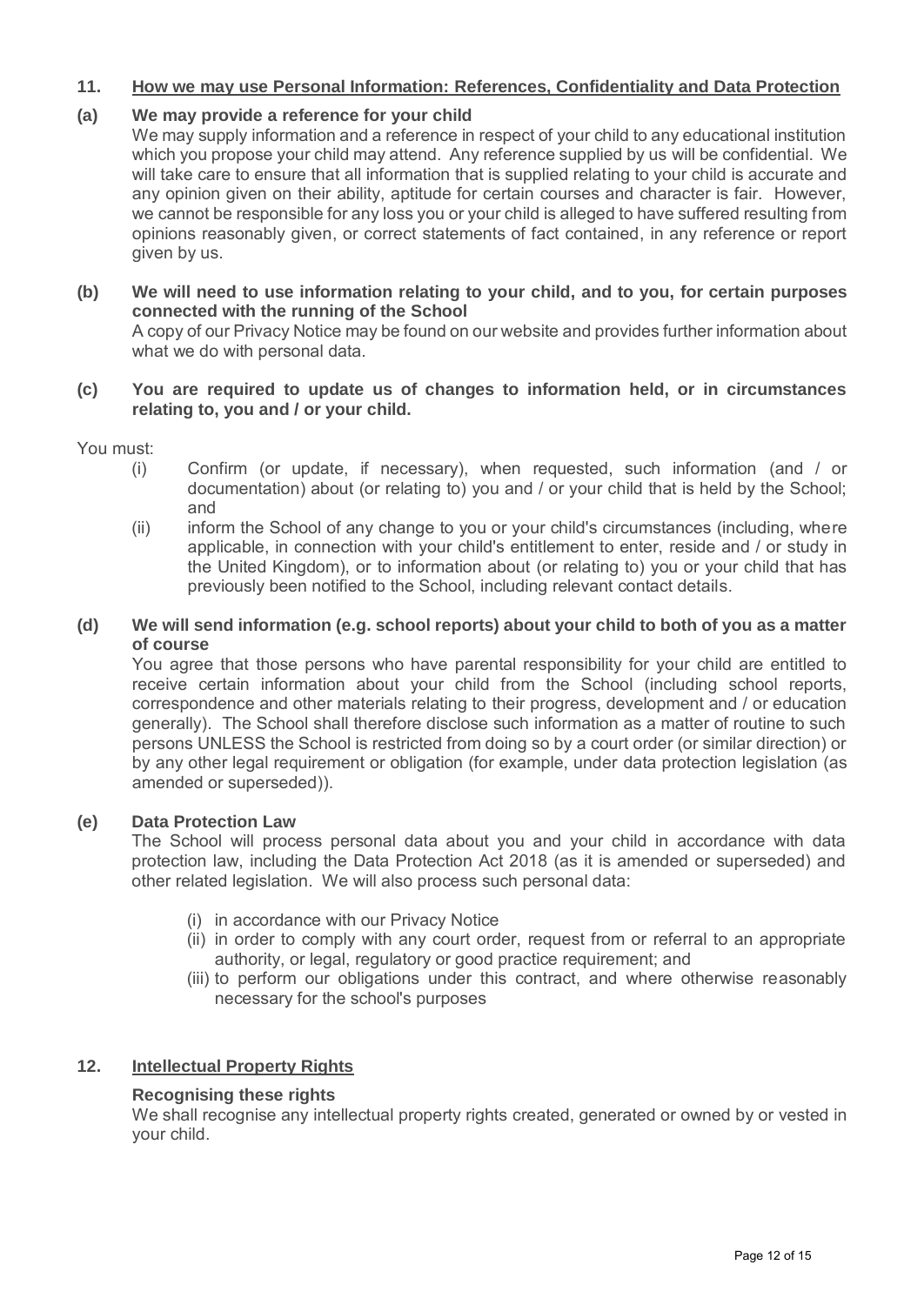## 11. How we may use Personal Information: References, Confidentiality and Data Protection

### (a) We may provide a reference for your child

We may supply information and a reference in respect of your child to any educational institution which you propose your child may attend. Any reference supplied by us will be confidential. We will take care to ensure that all information that is supplied relating to your child is accurate and any opinion given on their ability, aptitude for certain courses and character is fair. However, we cannot be responsible for any loss you or your child is alleged to have suffered resulting from opinions reasonably given, or correct statements of fact contained, in any reference or report given by us.

### (b) We will need to use information relating to your child, and to you, for certain purposes connected with the running of the School

A copy of our Privacy Notice may be found on our website and provides further information about what we do with personal data.

### (c) You are required to update us of changes to information held, or in circumstances relating to, you and / or your child.

You must:

(i) Confirm (or update, if necessary), when requested, such information (and / or documentation) about (or relating to) you and / or your child that is held by the School; and

(ii) inform the School of any change to you or your child's circumstances (including, where applicable, in connection with your child's entitlement to enter, reside and / or study in the United Kingdom), or to information about (or relating to) you or your child that has previously been notified to the School, including relevant contact details.

### (d) We will send information (e.g. school reports) about your child to both of you as a matter of course

You agree that those persons who have parental responsibility for your child are entitled to receive certain information about your child from the School (including school reports, correspondence and other materials relating to their progress, development and / or education generally). The School shall therefore disclose such information as a matter of routine to such persons UNLESS the School is restricted from doing so by a court order (or similar direction) or by any other legal requirement or obligation (for example, under data protection legislation (as amended or superseded)).

### (e) Data Protection Law

The School will process personal data about you and your child in accordance with data protection law, including the Data Protection Act 2018 (as it is amended or superseded) and other related legislation. We will also process such personal data:

(i) in accordance with our Privacy Notice

(ii) in order to comply with any court order, request from or referral to an appropriate authority, or legal, regulatory or good practice requirement; and

(iii) to perform our obligations under this contract, and where otherwise reasonably necessary for the school's purposes

## 12. Intellectual Property Rights

### Recognising these rights

We shall recognise any intellectual property rights created, generated or owned by or vested in your child.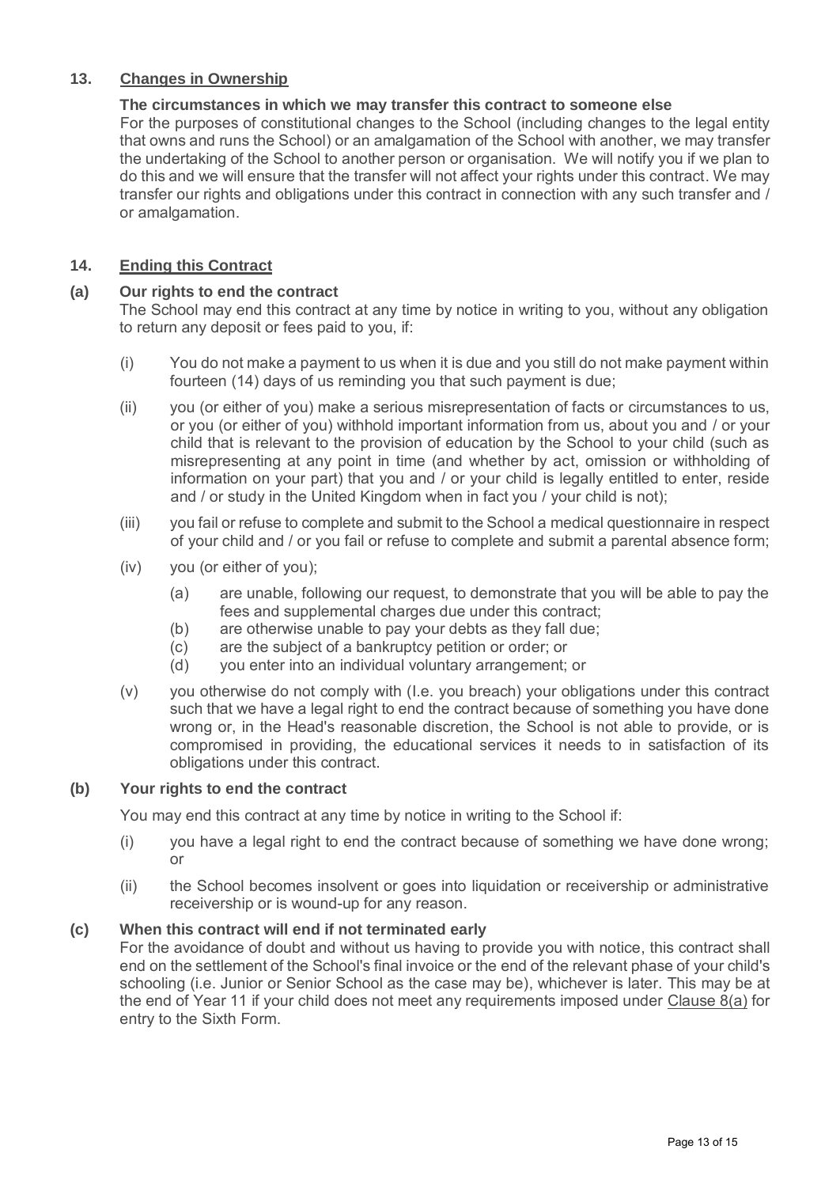## 13. Changes in Ownership

**The circumstances in which we may transfer this contract to someone else**

For the purposes of constitutional changes to the School (including changes to the legal entity that owns and runs the School) or an amalgamation of the School with another, we may transfer the undertaking of the School to another person or organisation. We will notify you if we plan to do this and we will ensure that the transfer will not affect your rights under this contract. We may transfer our rights and obligations under this contract in connection with any such transfer and / or amalgamation.

## 14. Ending this Contract

### (a) Our rights to end the contract

The School may end this contract at any time by notice in writing to you, without any obligation to return any deposit or fees paid to you, if:

(i) You do not make a payment to us when it is due and you still do not make payment within fourteen (14) days of us reminding you that such payment is due;

(ii) you (or either of you) make a serious misrepresentation of facts or circumstances to us, or you (or either of you) withhold important information from us, about you and / or your child that is relevant to the provision of education by the School to your child (such as misrepresenting at any point in time (and whether by act, omission or withholding of information on your part) that you and / or your child is legally entitled to enter, reside and / or study in the United Kingdom when in fact you / your child is not);

(iii) you fail or refuse to complete and submit to the School a medical questionnaire in respect of your child and / or you fail or refuse to complete and submit a parental absence form;

(iv) you (or either of you);

  (a) are unable, following our request, to demonstrate that you will be able to pay the fees and supplemental charges due under this contract;
  
  (b) are otherwise unable to pay your debts as they fall due;
  
  (c) are the subject of a bankruptcy petition or order; or
  
  (d) you enter into an individual voluntary arrangement; or

(v) you otherwise do not comply with (I.e. you breach) your obligations under this contract such that we have a legal right to end the contract because of something you have done wrong or, in the Head's reasonable discretion, the School is not able to provide, or is compromised in providing, the educational services it needs to in satisfaction of its obligations under this contract.

### (b) Your rights to end the contract

You may end this contract at any time by notice in writing to the School if:

(i) you have a legal right to end the contract because of something we have done wrong; or

(ii) the School becomes insolvent or goes into liquidation or receivership or administrative receivership or is wound-up for any reason.

### (c) When this contract will end if not terminated early

For the avoidance of doubt and without us having to provide you with notice, this contract shall end on the settlement of the School's final invoice or the end of the relevant phase of your child's schooling (i.e. Junior or Senior School as the case may be), whichever is later. This may be at the end of Year 11 if your child does not meet any requirements imposed under Clause 8(a) for entry to the Sixth Form.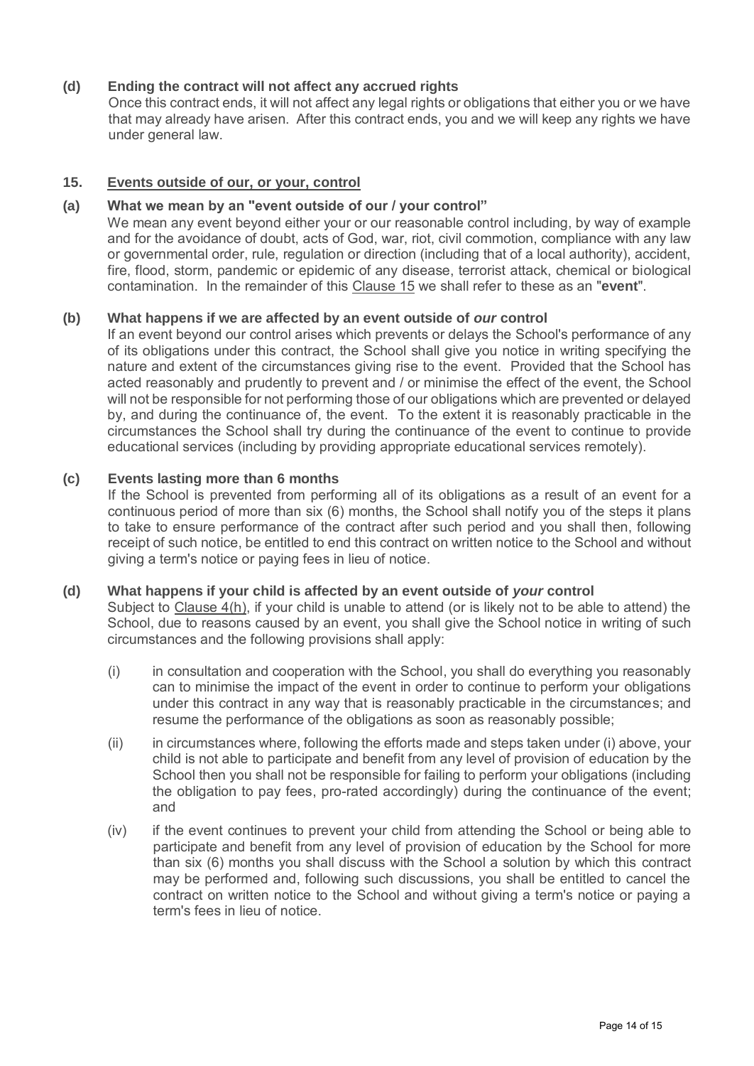**(d) Ending the contract will not affect any accrued rights**

Once this contract ends, it will not affect any legal rights or obligations that either you or we have that may already have arisen. After this contract ends, you and we will keep any rights we have under general law.

## 15. Events outside of our, or your, control

**(a) What we mean by an "event outside of our / your control"**

We mean any event beyond either your or our reasonable control including, by way of example and for the avoidance of doubt, acts of God, war, riot, civil commotion, compliance with any law or governmental order, rule, regulation or direction (including that of a local authority), accident, fire, flood, storm, pandemic or epidemic of any disease, terrorist attack, chemical or biological contamination. In the remainder of this Clause 15 we shall refer to these as an "**event**".

**(b) What happens if we are affected by an event outside of *our* control**

If an event beyond our control arises which prevents or delays the School's performance of any of its obligations under this contract, the School shall give you notice in writing specifying the nature and extent of the circumstances giving rise to the event. Provided that the School has acted reasonably and prudently to prevent and / or minimise the effect of the event, the School will not be responsible for not performing those of our obligations which are prevented or delayed by, and during the continuance of, the event. To the extent it is reasonably practicable in the circumstances the School shall try during the continuance of the event to continue to provide educational services (including by providing appropriate educational services remotely).

**(c) Events lasting more than 6 months**

If the School is prevented from performing all of its obligations as a result of an event for a continuous period of more than six (6) months, the School shall notify you of the steps it plans to take to ensure performance of the contract after such period and you shall then, following receipt of such notice, be entitled to end this contract on written notice to the School and without giving a term's notice or paying fees in lieu of notice.

**(d) What happens if your child is affected by an event outside of *your* control**

Subject to Clause 4(h), if your child is unable to attend (or is likely not to be able to attend) the School, due to reasons caused by an event, you shall give the School notice in writing of such circumstances and the following provisions shall apply:

(i) in consultation and cooperation with the School, you shall do everything you reasonably can to minimise the impact of the event in order to continue to perform your obligations under this contract in any way that is reasonably practicable in the circumstances; and resume the performance of the obligations as soon as reasonably possible;

(ii) in circumstances where, following the efforts made and steps taken under (i) above, your child is not able to participate and benefit from any level of provision of education by the School then you shall not be responsible for failing to perform your obligations (including the obligation to pay fees, pro-rated accordingly) during the continuance of the event; and

(iv) if the event continues to prevent your child from attending the School or being able to participate and benefit from any level of provision of education by the School for more than six (6) months you shall discuss with the School a solution by which this contract may be performed and, following such discussions, you shall be entitled to cancel the contract on written notice to the School and without giving a term's notice or paying a term's fees in lieu of notice.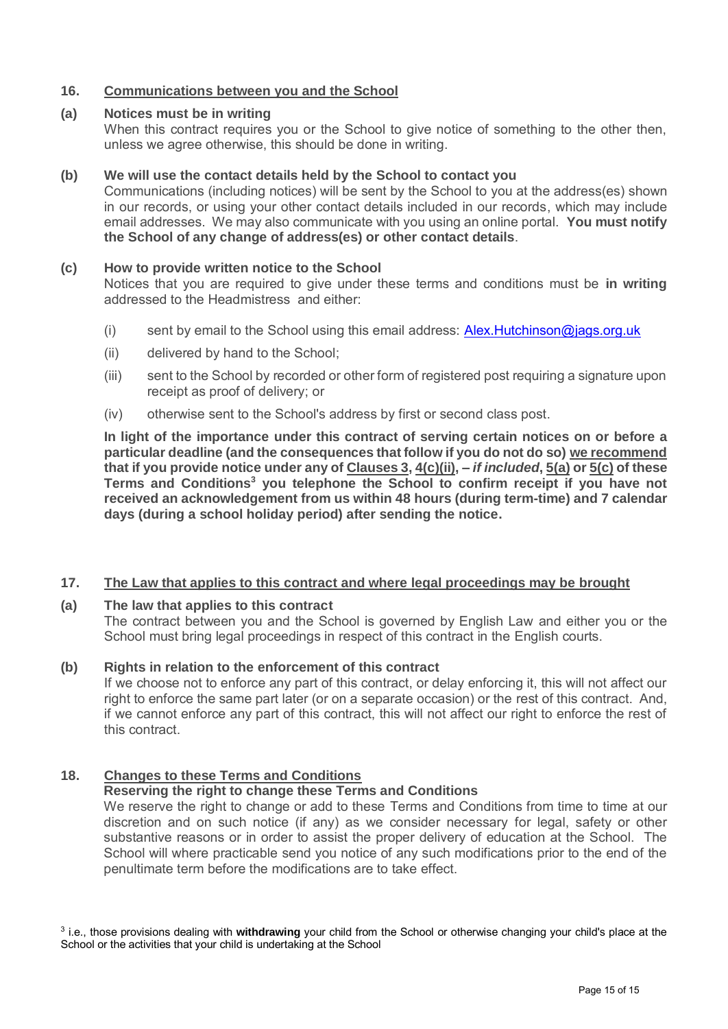## 16. Communications between you and the School

### (a) Notices must be in writing

When this contract requires you or the School to give notice of something to the other then, unless we agree otherwise, this should be done in writing.

### (b) We will use the contact details held by the School to contact you

Communications (including notices) will be sent by the School to you at the address(es) shown in our records, or using your other contact details included in our records, which may include email addresses. We may also communicate with you using an online portal. **You must notify the School of any change of address(es) or other contact details**.

### (c) How to provide written notice to the School

Notices that you are required to give under these terms and conditions must be **in writing** addressed to the Headmistress and either:

(i) sent by email to the School using this email address: Alex.Hutchinson@jags.org.uk

(ii) delivered by hand to the School;

(iii) sent to the School by recorded or other form of registered post requiring a signature upon receipt as proof of delivery; or

(iv) otherwise sent to the School's address by first or second class post.

**In light of the importance under this contract of serving certain notices on or before a particular deadline (and the consequences that follow if you do not do so) we recommend that if you provide notice under any of Clauses 3, 4(c)(ii), – *if included*, 5(a) or 5(c) of these Terms and Conditions[3] you telephone the School to confirm receipt if you have not received an acknowledgement from us within 48 hours (during term-time) and 7 calendar days (during a school holiday period) after sending the notice.**

## 17. The Law that applies to this contract and where legal proceedings may be brought

### (a) The law that applies to this contract

The contract between you and the School is governed by English Law and either you or the School must bring legal proceedings in respect of this contract in the English courts.

### (b) Rights in relation to the enforcement of this contract

If we choose not to enforce any part of this contract, or delay enforcing it, this will not affect our right to enforce the same part later (or on a separate occasion) or the rest of this contract. And, if we cannot enforce any part of this contract, this will not affect our right to enforce the rest of this contract.

## 18. Changes to these Terms and Conditions

**Reserving the right to change these Terms and Conditions**

We reserve the right to change or add to these Terms and Conditions from time to time at our discretion and on such notice (if any) as we consider necessary for legal, safety or other substantive reasons or in order to assist the proper delivery of education at the School. The School will where practicable send you notice of any such modifications prior to the end of the penultimate term before the modifications are to take effect.

[3] i.e., those provisions dealing with **withdrawing** your child from the School or otherwise changing your child's place at the School or the activities that your child is undertaking at the School